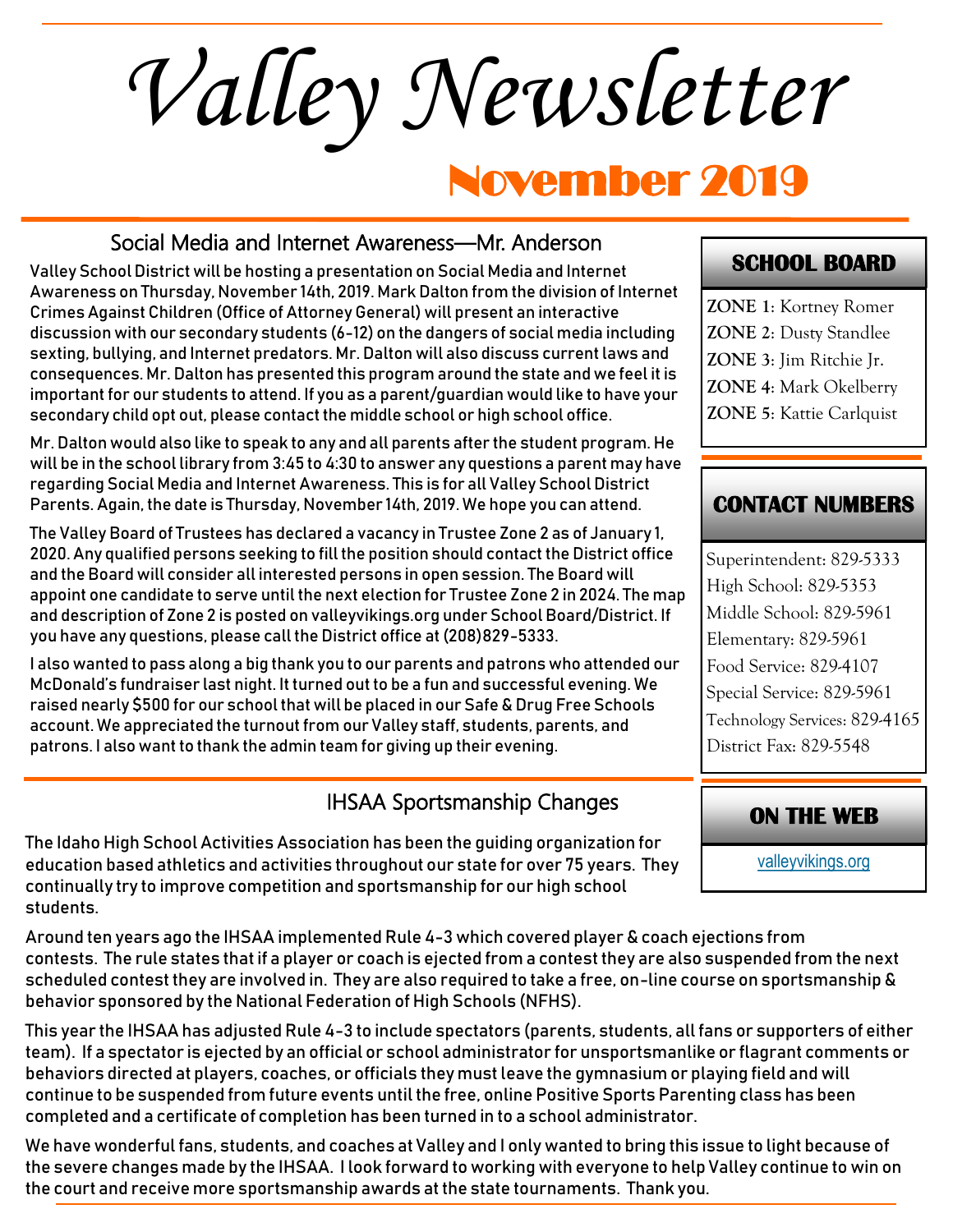# Valley Newsletter

## November 2019

### Social Media and Internet Awareness—Mr. Anderson

Valley School District will be hosting a presentation on Social Media and Internet Awareness on Thursday, November 14th, 2019. Mark Dalton from the division of Internet Crimes Against Children (Office of Attorney General) will present an interactive discussion with our secondary students (6-12) on the dangers of social media including sexting, bullying, and Internet predators. Mr. Dalton will also discuss current laws and consequences. Mr. Dalton has presented this program around the state and we feel it is important for our students to attend. If you as a parent/guardian would like to have your secondary child opt out, please contact the middle school or high school office.

Mr. Dalton would also like to speak to any and all parents after the student program. He will be in the school library from 3:45 to 4:30 to answer any questions a parent may have regarding Social Media and Internet Awareness. This is for all Valley School District Parents. Again, the date is Thursday, November 14th, 2019. We hope you can attend.

The Valley Board of Trustees has declared a vacancy in Trustee Zone 2 as of January 1, 2020. Any qualified persons seeking to fill the position should contact the District office and the Board will consider all interested persons in open session. The Board will appoint one candidate to serve until the next election for Trustee Zone 2 in 2024. The map and description of Zone 2 is posted on valleyvikings.org under School Board/District. If you have any questions, please call the District office at (208)829-5333.

I also wanted to pass along a big thank you to our parents and patrons who attended our McDonald's fundraiser last night. It turned out to be a fun and successful evening. We raised nearly $500 for our school that will be placed in our Safe & Drug Free Schools account. We appreciated the turnout from our Valley staff, students, parents, and patrons. I also want to thank the admin team for giving up their evening.

### IHSAA Sportsmanship Changes

The Idaho High School Activities Association has been the guiding organization for education based athletics and activities throughout our state for over 75 years. They continually try to improve competition and sportsmanship for our high school students.

Around ten years ago the IHSAA implemented Rule 4-3 which covered player & coach ejections from contests. The rule states that if a player or coach is ejected from a contest they are also suspended from the next scheduled contest they are involved in. They are also required to take a free, on-line course on sportsmanship & behavior sponsored by the National Federation of High Schools (NFHS).

This year the IHSAA has adjusted Rule 4-3 to include spectators (parents, students, all fans or supporters of either team). If a spectator is ejected by an official or school administrator for unsportsmanlike or flagrant comments or behaviors directed at players, coaches, or officials they must leave the gymnasium or playing field and will continue to be suspended from future events until the free, online Positive Sports Parenting class has been completed and a certificate of completion has been turned in to a school administrator.

We have wonderful fans, students, and coaches at Valley and I only wanted to bring this issue to light because of the severe changes made by the IHSAA. I look forward to working with everyone to help Valley continue to win on the court and receive more sportsmanship awards at the state tournaments. Thank you.

### SCHOOL BOARD

**ZONE 1**: Kortney Romer
**ZONE 2**: Dusty Standlee
**ZONE 3**: Jim Ritchie Jr.
**ZONE 4**: Mark Okelberry
**ZONE 5**: Kattie Carlquist

### CONTACT NUMBERS

Superintendent: 829-5333
High School: 829-5353
Middle School: 829-5961
Elementary: 829-5961
Food Service: 829-4107
Special Service: 829-5961
Technology Services: 829-4165
District Fax: 829-5548

### ON THE WEB

valleyvikings.org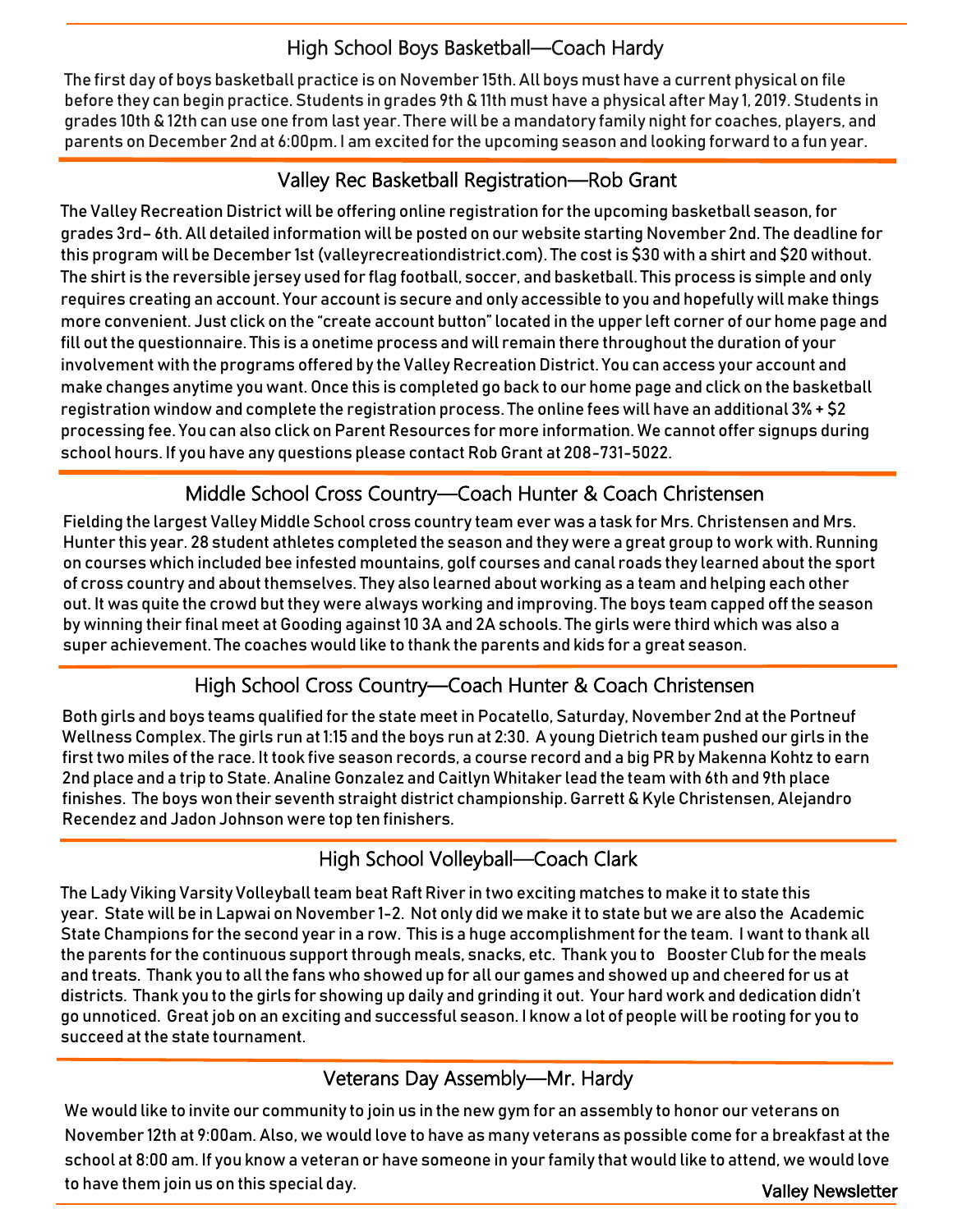## High School Boys Basketball—Coach Hardy

The first day of boys basketball practice is on November 15th. All boys must have a current physical on file before they can begin practice. Students in grades 9th & 11th must have a physical after May 1, 2019. Students in grades 10th & 12th can use one from last year. There will be a mandatory family night for coaches, players, and parents on December 2nd at 6:00pm. I am excited for the upcoming season and looking forward to a fun year.

## Valley Rec Basketball Registration—Rob Grant

The Valley Recreation District will be offering online registration for the upcoming basketball season, for grades 3rd- 6th. All detailed information will be posted on our website starting November 2nd. The deadline for this program will be December 1st (valleyrecreationdistrict.com). The cost is $30 with a shirt and $20 without. The shirt is the reversible jersey used for flag football, soccer, and basketball. This process is simple and only requires creating an account. Your account is secure and only accessible to you and hopefully will make things more convenient. Just click on the "create account button" located in the upper left corner of our home page and fill out the questionnaire. This is a onetime process and will remain there throughout the duration of your involvement with the programs offered by the Valley Recreation District. You can access your account and make changes anytime you want. Once this is completed go back to our home page and click on the basketball registration window and complete the registration process. The online fees will have an additional 3% + $2 processing fee. You can also click on Parent Resources for more information. We cannot offer signups during school hours. If you have any questions please contact Rob Grant at 208-731-5022.

## Middle School Cross Country—Coach Hunter & Coach Christensen

Fielding the largest Valley Middle School cross country team ever was a task for Mrs. Christensen and Mrs. Hunter this year. 28 student athletes completed the season and they were a great group to work with. Running on courses which included bee infested mountains, golf courses and canal roads they learned about the sport of cross country and about themselves. They also learned about working as a team and helping each other out. It was quite the crowd but they were always working and improving. The boys team capped off the season by winning their final meet at Gooding against 10 3A and 2A schools. The girls were third which was also a super achievement. The coaches would like to thank the parents and kids for a great season.

## High School Cross Country—Coach Hunter & Coach Christensen

Both girls and boys teams qualified for the state meet in Pocatello, Saturday, November 2nd at the Portneuf Wellness Complex. The girls run at 1:15 and the boys run at 2:30. A young Dietrich team pushed our girls in the first two miles of the race. It took five season records, a course record and a big PR by Makenna Kohtz to earn 2nd place and a trip to State. Analine Gonzalez and Caitlyn Whitaker lead the team with 6th and 9th place finishes. The boys won their seventh straight district championship. Garrett & Kyle Christensen, Alejandro Recendez and Jadon Johnson were top ten finishers.

## High School Volleyball—Coach Clark

The Lady Viking Varsity Volleyball team beat Raft River in two exciting matches to make it to state this year. State will be in Lapwai on November 1-2. Not only did we make it to state but we are also the Academic State Champions for the second year in a row. This is a huge accomplishment for the team. I want to thank all the parents for the continuous support through meals, snacks, etc. Thank you to Booster Club for the meals and treats. Thank you to all the fans who showed up for all our games and showed up and cheered for us at districts. Thank you to the girls for showing up daily and grinding it out. Your hard work and dedication didn't go unnoticed. Great job on an exciting and successful season. I know a lot of people will be rooting for you to succeed at the state tournament.

## Veterans Day Assembly—Mr. Hardy

We would like to invite our community to join us in the new gym for an assembly to honor our veterans on November 12th at 9:00am. Also, we would love to have as many veterans as possible come for a breakfast at the school at 8:00 am. If you know a veteran or have someone in your family that would like to attend, we would love to have them join us on this special day.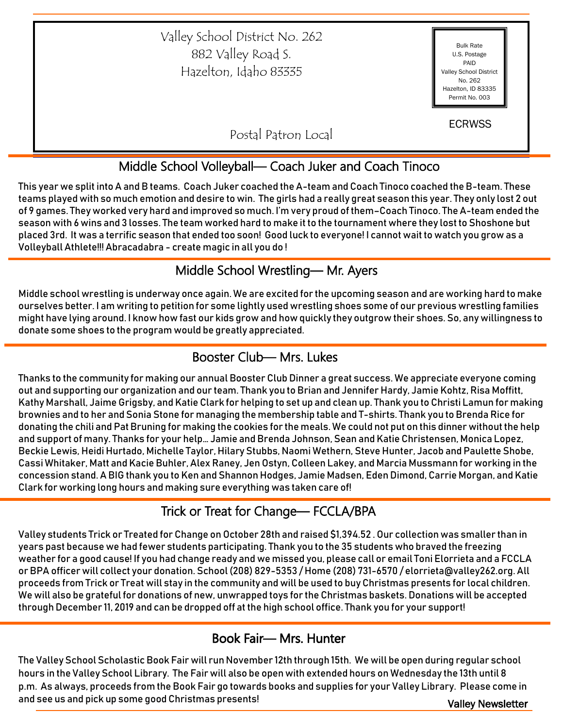Valley School District No. 262
882 Valley Road S.
Hazelton, Idaho 83335

Bulk Rate
U.S. Postage
PAID
Valley School District
No. 262
Hazelton, ID 83335
Permit No. 003

ECRWSS

Postal Patron Local

## Middle School Volleyball— Coach Juker and Coach Tinoco

This year we split into A and B teams. Coach Juker coached the A-team and Coach Tinoco coached the B-team. These teams played with so much emotion and desire to win. The girls had a really great season this year. They only lost 2 out of 9 games. They worked very hard and improved so much. I'm very proud of them-Coach Tinoco. The A-team ended the season with 6 wins and 3 losses. The team worked hard to make it to the tournament where they lost to Shoshone but placed 3rd. It was a terrific season that ended too soon! Good luck to everyone! I cannot wait to watch you grow as a Volleyball Athlete!!! Abracadabra - create magic in all you do !

## Middle School Wrestling— Mr. Ayers

Middle school wrestling is underway once again. We are excited for the upcoming season and are working hard to make ourselves better. I am writing to petition for some lightly used wrestling shoes some of our previous wrestling families might have lying around. I know how fast our kids grow and how quickly they outgrow their shoes. So, any willingness to donate some shoes to the program would be greatly appreciated.

## Booster Club— Mrs. Lukes

Thanks to the community for making our annual Booster Club Dinner a great success. We appreciate everyone coming out and supporting our organization and our team. Thank you to Brian and Jennifer Hardy, Jamie Kohtz, Risa Moffitt, Kathy Marshall, Jaime Grigsby, and Katie Clark for helping to set up and clean up. Thank you to Christi Lamun for making brownies and to her and Sonia Stone for managing the membership table and T-shirts. Thank you to Brenda Rice for donating the chili and Pat Bruning for making the cookies for the meals. We could not put on this dinner without the help and support of many. Thanks for your help… Jamie and Brenda Johnson, Sean and Katie Christensen, Monica Lopez, Beckie Lewis, Heidi Hurtado, Michelle Taylor, Hilary Stubbs, Naomi Wethern, Steve Hunter, Jacob and Paulette Shobe, Cassi Whitaker, Matt and Kacie Buhler, Alex Raney, Jen Ostyn, Colleen Lakey, and Marcia Mussmann for working in the concession stand. A BIG thank you to Ken and Shannon Hodges, Jamie Madsen, Eden Dimond, Carrie Morgan, and Katie Clark for working long hours and making sure everything was taken care of!

## Trick or Treat for Change— FCCLA/BPA

Valley students Trick or Treated for Change on October 28th and raised $1,394.52 . Our collection was smaller than in years past because we had fewer students participating. Thank you to the 35 students who braved the freezing weather for a good cause! If you had change ready and we missed you, please call or email Toni Elorrieta and a FCCLA or BPA officer will collect your donation. School (208) 829-5353 / Home (208) 731-6570 / elorrieta@valley262.org. All proceeds from Trick or Treat will stay in the community and will be used to buy Christmas presents for local children. We will also be grateful for donations of new, unwrapped toys for the Christmas baskets. Donations will be accepted through December 11, 2019 and can be dropped off at the high school office. Thank you for your support!

## Book Fair— Mrs. Hunter

The Valley School Scholastic Book Fair will run November 12th through 15th. We will be open during regular school hours in the Valley School Library. The Fair will also be open with extended hours on Wednesday the 13th until 8 p.m. As always, proceeds from the Book Fair go towards books and supplies for your Valley Library. Please come in and see us and pick up some good Christmas presents!